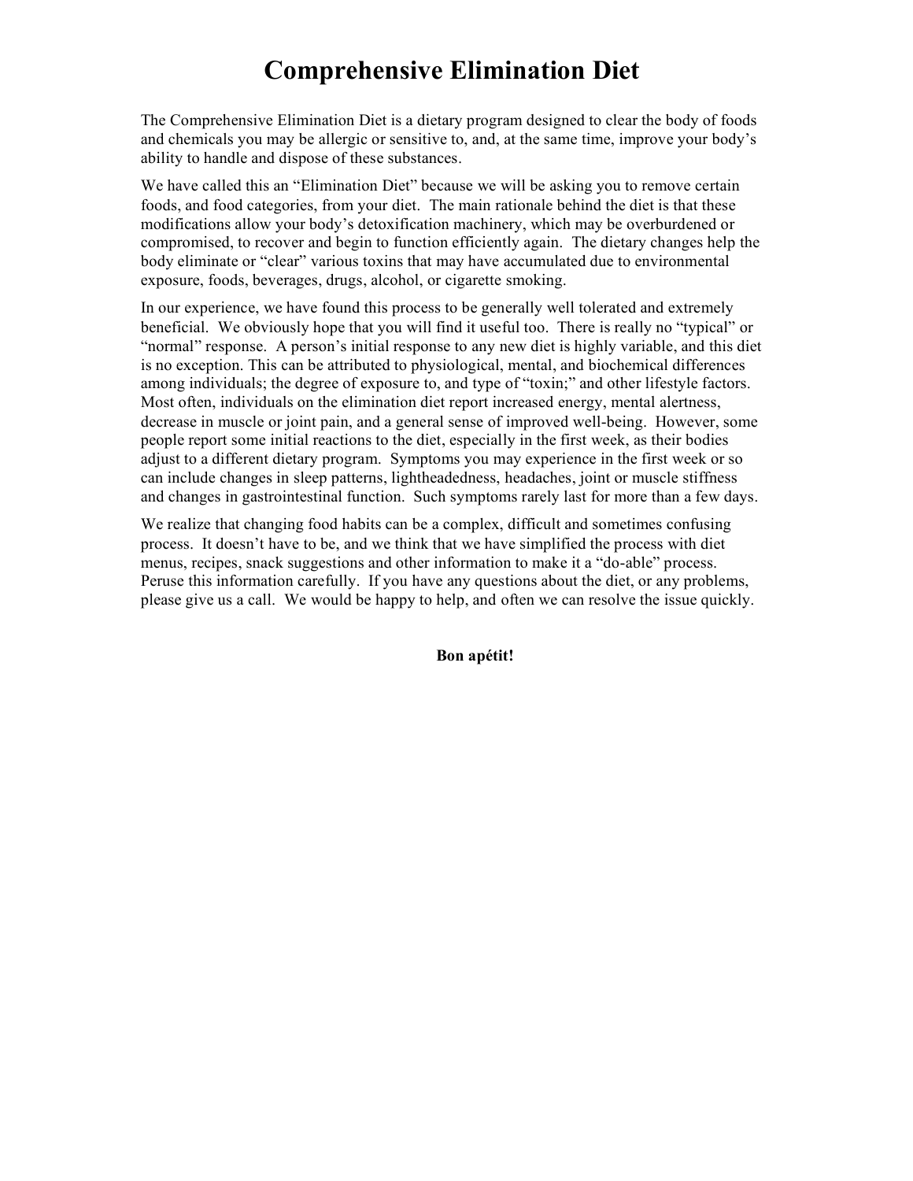# Comprehensive Elimination Diet

The Comprehensive Elimination Diet is a dietary program designed to clear the body of foods and chemicals you may be allergic or sensitive to, and, at the same time, improve your body's ability to handle and dispose of these substances.

We have called this an "Elimination Diet" because we will be asking you to remove certain foods, and food categories, from your diet. The main rationale behind the diet is that these modifications allow your body's detoxification machinery, which may be overburdened or compromised, to recover and begin to function efficiently again. The dietary changes help the body eliminate or "clear" various toxins that may have accumulated due to environmental exposure, foods, beverages, drugs, alcohol, or cigarette smoking.

In our experience, we have found this process to be generally well tolerated and extremely beneficial. We obviously hope that you will find it useful too. There is really no "typical" or "normal" response. A person's initial response to any new diet is highly variable, and this diet is no exception. This can be attributed to physiological, mental, and biochemical differences among individuals; the degree of exposure to, and type of "toxin;" and other lifestyle factors. Most often, individuals on the elimination diet report increased energy, mental alertness, decrease in muscle or joint pain, and a general sense of improved well-being. However, some people report some initial reactions to the diet, especially in the first week, as their bodies adjust to a different dietary program. Symptoms you may experience in the first week or so can include changes in sleep patterns, lightheadedness, headaches, joint or muscle stiffness and changes in gastrointestinal function. Such symptoms rarely last for more than a few days.

We realize that changing food habits can be a complex, difficult and sometimes confusing process. It doesn't have to be, and we think that we have simplified the process with diet menus, recipes, snack suggestions and other information to make it a "do-able" process. Peruse this information carefully. If you have any questions about the diet, or any problems, please give us a call. We would be happy to help, and often we can resolve the issue quickly.

**Bon apétit!**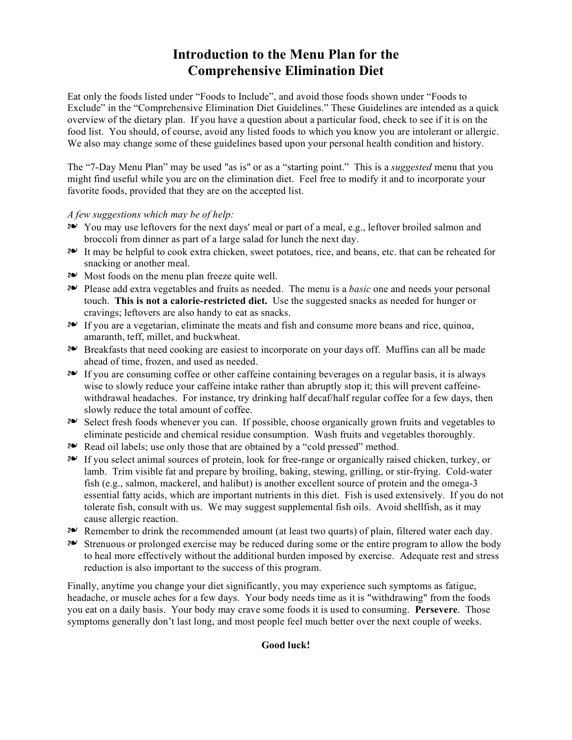# Introduction to the Menu Plan for the Comprehensive Elimination Diet

Eat only the foods listed under "Foods to Include", and avoid those foods shown under "Foods to Exclude" in the "Comprehensive Elimination Diet Guidelines." These Guidelines are intended as a quick overview of the dietary plan. If you have a question about a particular food, check to see if it is on the food list. You should, of course, avoid any listed foods to which you know you are intolerant or allergic. We also may change some of these guidelines based upon your personal health condition and history.

The "7-Day Menu Plan" may be used "as is" or as a "starting point." This is a *suggested* menu that you might find useful while you are on the elimination diet. Feel free to modify it and to incorporate your favorite foods, provided that they are on the accepted list.

*A few suggestions which may be of help:*

- You may use leftovers for the next days' meal or part of a meal, e.g., leftover broiled salmon and broccoli from dinner as part of a large salad for lunch the next day.
- It may be helpful to cook extra chicken, sweet potatoes, rice, and beans, etc. that can be reheated for snacking or another meal.
- Most foods on the menu plan freeze quite well.
- Please add extra vegetables and fruits as needed. The menu is a *basic* one and needs your personal touch. **This is not a calorie-restricted diet.** Use the suggested snacks as needed for hunger or cravings; leftovers are also handy to eat as snacks.
- If you are a vegetarian, eliminate the meats and fish and consume more beans and rice, quinoa, amaranth, teff, millet, and buckwheat.
- Breakfasts that need cooking are easiest to incorporate on your days off. Muffins can all be made ahead of time, frozen, and used as needed.
- If you are consuming coffee or other caffeine containing beverages on a regular basis, it is always wise to slowly reduce your caffeine intake rather than abruptly stop it; this will prevent caffeine-withdrawal headaches. For instance, try drinking half decaf/half regular coffee for a few days, then slowly reduce the total amount of coffee.
- Select fresh foods whenever you can. If possible, choose organically grown fruits and vegetables to eliminate pesticide and chemical residue consumption. Wash fruits and vegetables thoroughly.
- Read oil labels; use only those that are obtained by a "cold pressed" method.
- If you select animal sources of protein, look for free-range or organically raised chicken, turkey, or lamb. Trim visible fat and prepare by broiling, baking, stewing, grilling, or stir-frying. Cold-water fish (e.g., salmon, mackerel, and halibut) is another excellent source of protein and the omega-3 essential fatty acids, which are important nutrients in this diet. Fish is used extensively. If you do not tolerate fish, consult with us. We may suggest supplemental fish oils. Avoid shellfish, as it may cause allergic reaction.
- Remember to drink the recommended amount (at least two quarts) of plain, filtered water each day.
- Strenuous or prolonged exercise may be reduced during some or the entire program to allow the body to heal more effectively without the additional burden imposed by exercise. Adequate rest and stress reduction is also important to the success of this program.

Finally, anytime you change your diet significantly, you may experience such symptoms as fatigue, headache, or muscle aches for a few days. Your body needs time as it is "withdrawing" from the foods you eat on a daily basis. Your body may crave some foods it is used to consuming. **Persevere**. Those symptoms generally don't last long, and most people feel much better over the next couple of weeks.

**Good luck!**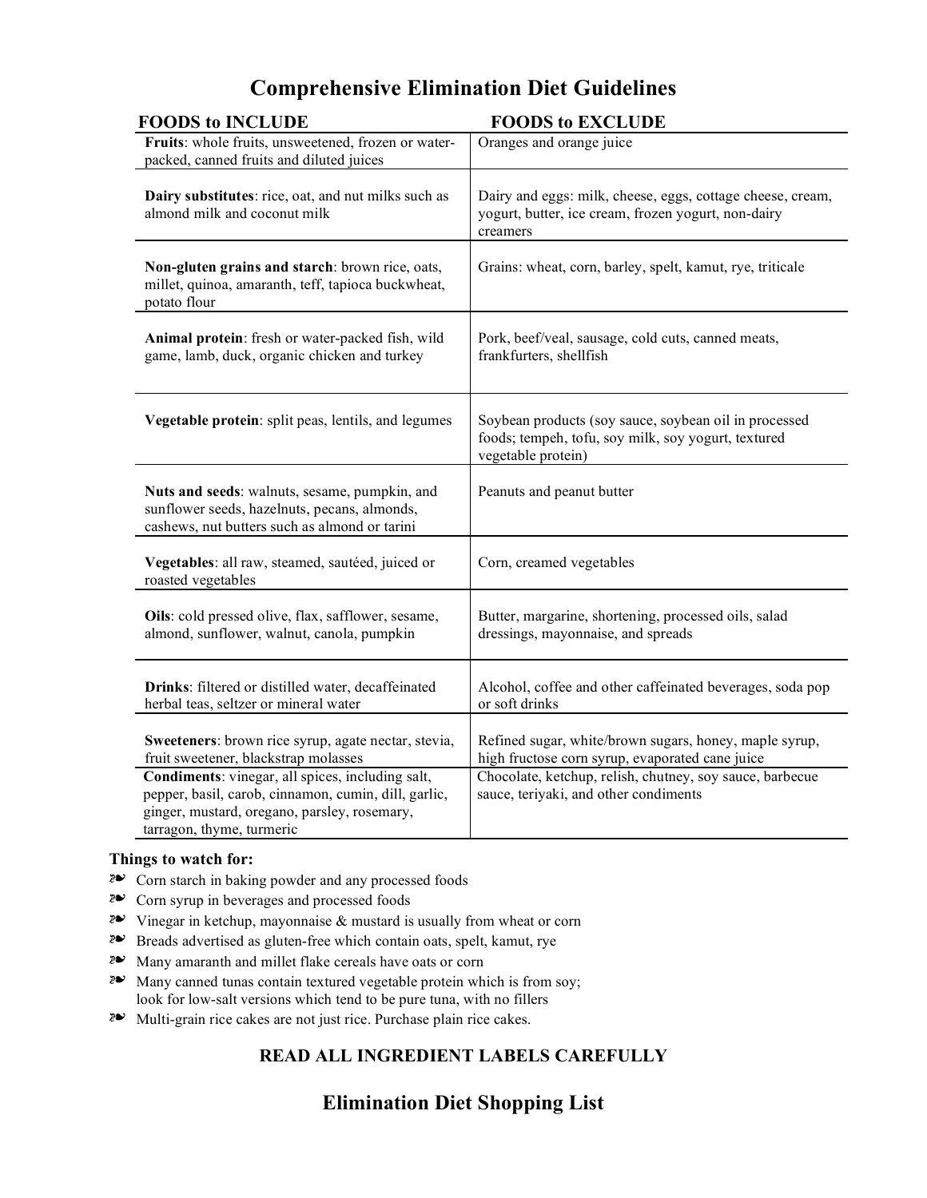# Comprehensive Elimination Diet Guidelines

| FOODS to INCLUDE | FOODS to EXCLUDE |
|---|---|
| **Fruits**: whole fruits, unsweetened, frozen or water-packed, canned fruits and diluted juices | Oranges and orange juice |
| **Dairy substitutes**: rice, oat, and nut milks such as almond milk and coconut milk | Dairy and eggs: milk, cheese, eggs, cottage cheese, cream, yogurt, butter, ice cream, frozen yogurt, non-dairy creamers |
| **Non-gluten grains and starch**: brown rice, oats, millet, quinoa, amaranth, teff, tapioca buckwheat, potato flour | Grains: wheat, corn, barley, spelt, kamut, rye, triticale |
| **Animal protein**: fresh or water-packed fish, wild game, lamb, duck, organic chicken and turkey | Pork, beef/veal, sausage, cold cuts, canned meats, frankfurters, shellfish |
| **Vegetable protein**: split peas, lentils, and legumes | Soybean products (soy sauce, soybean oil in processed foods; tempeh, tofu, soy milk, soy yogurt, textured vegetable protein) |
| **Nuts and seeds**: walnuts, sesame, pumpkin, and sunflower seeds, hazelnuts, pecans, almonds, cashews, nut butters such as almond or tarini | Peanuts and peanut butter |
| **Vegetables**: all raw, steamed, sautéed, juiced or roasted vegetables | Corn, creamed vegetables |
| **Oils**: cold pressed olive, flax, safflower, sesame, almond, sunflower, walnut, canola, pumpkin | Butter, margarine, shortening, processed oils, salad dressings, mayonnaise, and spreads |
| **Drinks**: filtered or distilled water, decaffeinated herbal teas, seltzer or mineral water | Alcohol, coffee and other caffeinated beverages, soda pop or soft drinks |
| **Sweeteners**: brown rice syrup, agate nectar, stevia, fruit sweetener, blackstrap molasses | Refined sugar, white/brown sugars, honey, maple syrup, high fructose corn syrup, evaporated cane juice |
| **Condiments**: vinegar, all spices, including salt, pepper, basil, carob, cinnamon, cumin, dill, garlic, ginger, mustard, oregano, parsley, rosemary, tarragon, thyme, turmeric | Chocolate, ketchup, relish, chutney, soy sauce, barbecue sauce, teriyaki, and other condiments |

**Things to watch for:**

- Corn starch in baking powder and any processed foods
- Corn syrup in beverages and processed foods
- Vinegar in ketchup, mayonnaise & mustard is usually from wheat or corn
- Breads advertised as gluten-free which contain oats, spelt, kamut, rye
- Many amaranth and millet flake cereals have oats or corn
- Many canned tunas contain textured vegetable protein which is from soy; look for low-salt versions which tend to be pure tuna, with no fillers
- Multi-grain rice cakes are not just rice. Purchase plain rice cakes.

**READ ALL INGREDIENT LABELS CAREFULLY**

## Elimination Diet Shopping List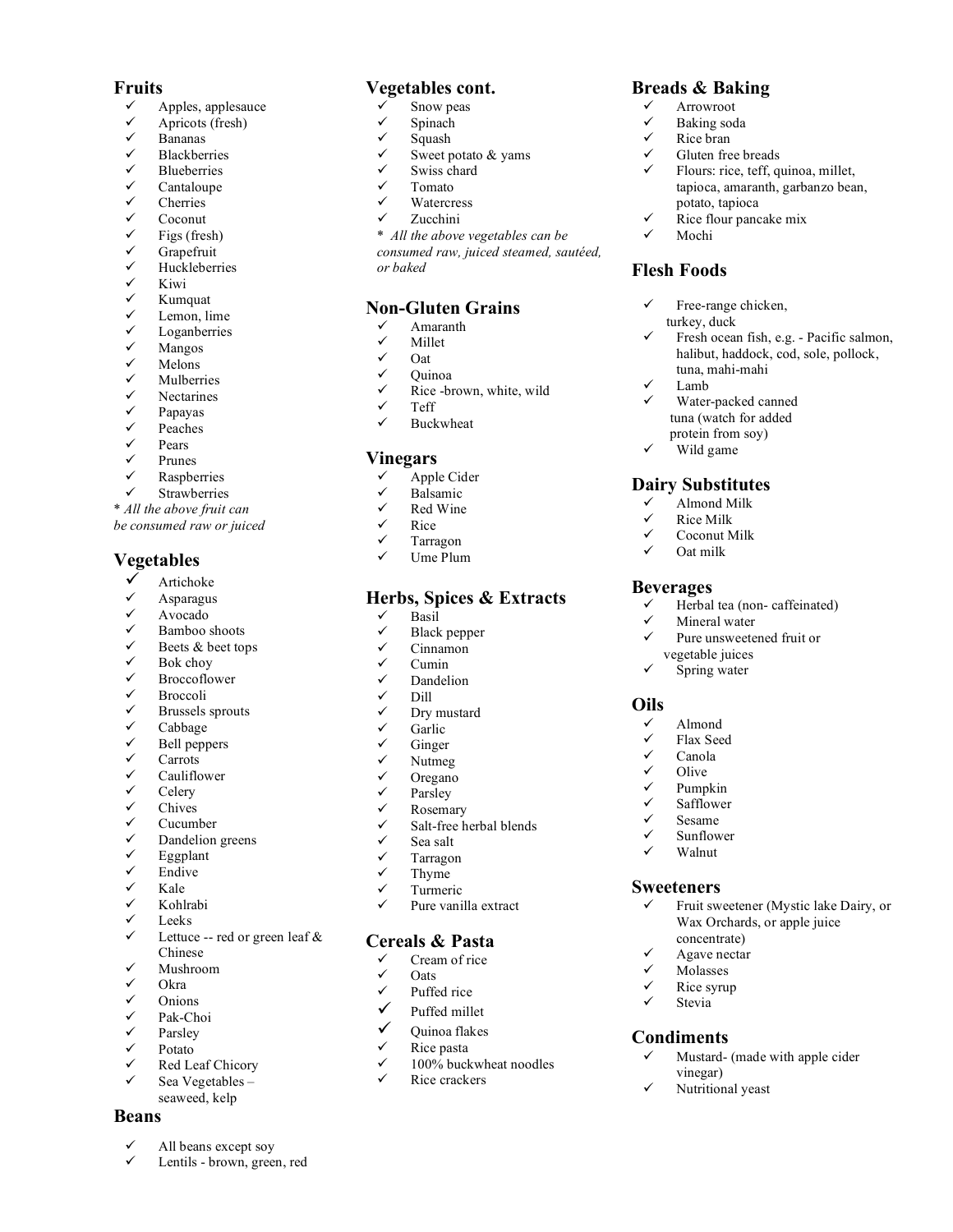## Fruits

- ✓ Apples, applesauce
- ✓ Apricots (fresh)
- ✓ Bananas
- ✓ Blackberries
- ✓ Blueberries
- ✓ Cantaloupe
- ✓ Cherries
- ✓ Coconut
- ✓ Figs (fresh)
- ✓ Grapefruit
- ✓ Huckleberries
- ✓ Kiwi
- ✓ Kumquat
- ✓ Lemon, lime
- ✓ Loganberries
- ✓ Mangos
- ✓ Melons
- ✓ Mulberries
- ✓ Nectarines
- ✓ Papayas
- ✓ Peaches
- ✓ Pears
- ✓ Prunes
- ✓ Raspberries
- ✓ Strawberries

* *All the above fruit can be consumed raw or juiced*

## Vegetables

- ✓ Artichoke
- ✓ Asparagus
- ✓ Avocado
- ✓ Bamboo shoots
- ✓ Beets & beet tops
- ✓ Bok choy
- ✓ Broccoflower
- ✓ Broccoli
- ✓ Brussels sprouts
- ✓ Cabbage
- ✓ Bell peppers
- ✓ Carrots
- ✓ Cauliflower
- ✓ Celery
- ✓ Chives
- ✓ Cucumber
- ✓ Dandelion greens
- ✓ Eggplant
- ✓ Endive
- ✓ Kale
- ✓ Kohlrabi
- ✓ Leeks
- ✓ Lettuce -- red or green leaf & Chinese
- ✓ Mushroom
- ✓ Okra
- ✓ Onions
- ✓ Pak-Choi
- ✓ Parsley
- ✓ Potato
- ✓ Red Leaf Chicory
- ✓ Sea Vegetables – seaweed, kelp

## Beans

- ✓ All beans except soy
- ✓ Lentils - brown, green, red

## Vegetables cont.

- ✓ Snow peas
- ✓ Spinach
- ✓ Squash
- ✓ Sweet potato & yams
- ✓ Swiss chard
- ✓ Tomato
- ✓ Watercress
- ✓ Zucchini

* *All the above vegetables can be consumed raw, juiced steamed, sautéed, or baked*

## Non-Gluten Grains

- ✓ Amaranth
- ✓ Millet
- ✓ Oat
- ✓ Quinoa
- ✓ Rice -brown, white, wild
- ✓ Teff
- ✓ Buckwheat

## Vinegars

- ✓ Apple Cider
- ✓ Balsamic
- ✓ Red Wine
- ✓ Rice
- ✓ Tarragon
- ✓ Ume Plum

## Herbs, Spices & Extracts

- ✓ Basil
- ✓ Black pepper
- ✓ Cinnamon
- ✓ Cumin
- ✓ Dandelion
- ✓ Dill
- ✓ Dry mustard
- ✓ Garlic
- ✓ Ginger
- ✓ Nutmeg
- ✓ Oregano
- ✓ Parsley
- ✓ Rosemary
- ✓ Salt-free herbal blends
- ✓ Sea salt
- ✓ Tarragon
- ✓ Thyme
- ✓ Turmeric
- ✓ Pure vanilla extract

## Cereals & Pasta

- ✓ Cream of rice
- ✓ Oats
- ✓ Puffed rice
- ✓ Puffed millet
- ✓ Quinoa flakes
- ✓ Rice pasta
- ✓ 100% buckwheat noodles
- ✓ Rice crackers

## Breads & Baking

- ✓ Arrowroot
- ✓ Baking soda
- ✓ Rice bran
- ✓ Gluten free breads
- ✓ Flours: rice, teff, quinoa, millet, tapioca, amaranth, garbanzo bean, potato, tapioca
- ✓ Rice flour pancake mix
- ✓ Mochi

## Flesh Foods

- ✓ Free-range chicken, turkey, duck
- ✓ Fresh ocean fish, e.g. - Pacific salmon, halibut, haddock, cod, sole, pollock, tuna, mahi-mahi
- ✓ Lamb
- ✓ Water-packed canned tuna (watch for added protein from soy)
- ✓ Wild game

## Dairy Substitutes

- ✓ Almond Milk
- ✓ Rice Milk
- ✓ Coconut Milk
- ✓ Oat milk

## Beverages

- ✓ Herbal tea (non- caffeinated)
- ✓ Mineral water
- ✓ Pure unsweetened fruit or vegetable juices
- ✓ Spring water

## Oils

- ✓ Almond
- ✓ Flax Seed
- ✓ Canola
- ✓ Olive
- ✓ Pumpkin
- ✓ Safflower
- ✓ Sesame
- ✓ Sunflower
- ✓ Walnut

## Sweeteners

- ✓ Fruit sweetener (Mystic lake Dairy, or Wax Orchards, or apple juice concentrate)
- ✓ Agave nectar
- ✓ Molasses
- ✓ Rice syrup
- ✓ Stevia

## Condiments

- ✓ Mustard- (made with apple cider vinegar)
- ✓ Nutritional yeast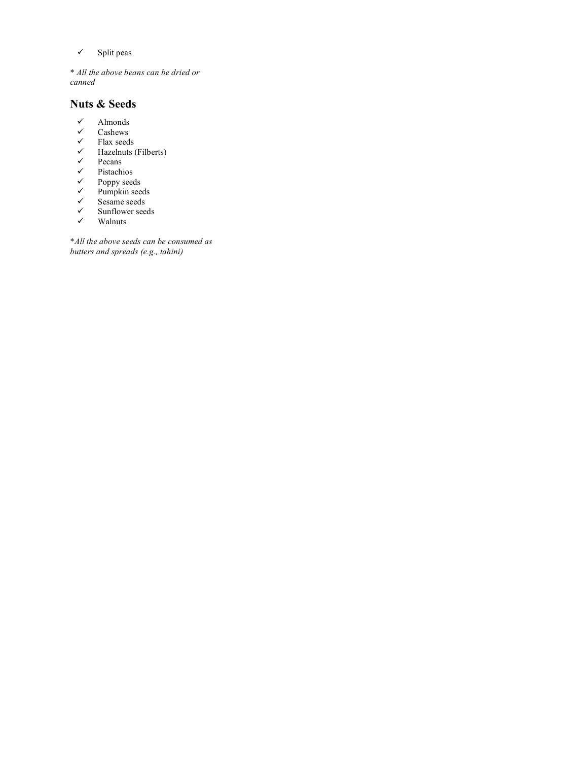- ✓ Split peas

\* *All the above beans can be dried or canned*

## Nuts & Seeds

- ✓ Almonds
- ✓ Cashews
- ✓ Flax seeds
- ✓ Hazelnuts (Filberts)
- ✓ Pecans
- ✓ Pistachios
- ✓ Poppy seeds
- ✓ Pumpkin seeds
- ✓ Sesame seeds
- ✓ Sunflower seeds
- ✓ Walnuts

\**All the above seeds can be consumed as butters and spreads (e.g., tahini)*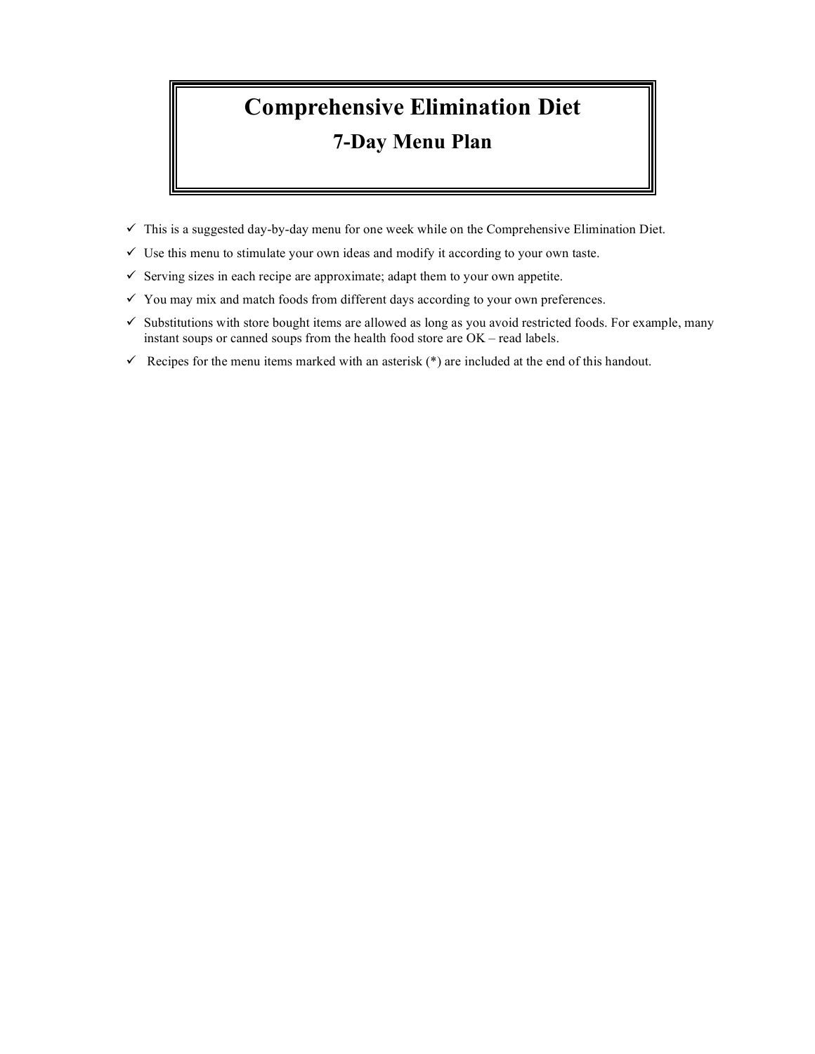# Comprehensive Elimination Diet

## 7-Day Menu Plan

- ✓ This is a suggested day-by-day menu for one week while on the Comprehensive Elimination Diet.
- ✓ Use this menu to stimulate your own ideas and modify it according to your own taste.
- ✓ Serving sizes in each recipe are approximate; adapt them to your own appetite.
- ✓ You may mix and match foods from different days according to your own preferences.
- ✓ Substitutions with store bought items are allowed as long as you avoid restricted foods. For example, many instant soups or canned soups from the health food store are OK – read labels.
- ✓ Recipes for the menu items marked with an asterisk (*) are included at the end of this handout.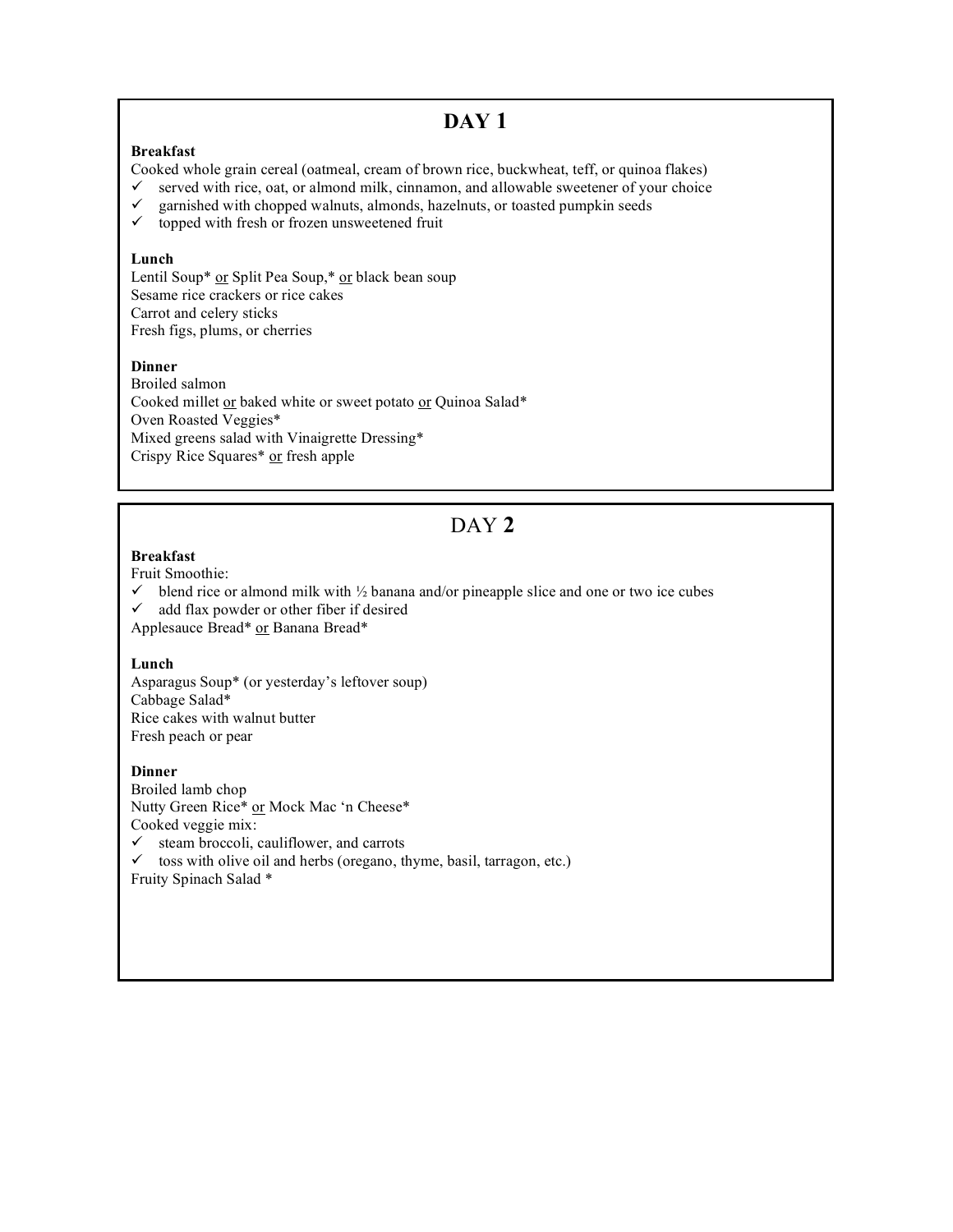## DAY 1

**Breakfast**

Cooked whole grain cereal (oatmeal, cream of brown rice, buckwheat, teff, or quinoa flakes)

- ✓ served with rice, oat, or almond milk, cinnamon, and allowable sweetener of your choice
- ✓ garnished with chopped walnuts, almonds, hazelnuts, or toasted pumpkin seeds
- ✓ topped with fresh or frozen unsweetened fruit

**Lunch**

Lentil Soup* <u>or</u> Split Pea Soup,* <u>or</u> black bean soup
Sesame rice crackers or rice cakes
Carrot and celery sticks
Fresh figs, plums, or cherries

**Dinner**

Broiled salmon
Cooked millet <u>or</u> baked white or sweet potato <u>or</u> Quinoa Salad*
Oven Roasted Veggies*
Mixed greens salad with Vinaigrette Dressing*
Crispy Rice Squares* <u>or</u> fresh apple

## DAY 2

**Breakfast**

Fruit Smoothie:

- ✓ blend rice or almond milk with ½ banana and/or pineapple slice and one or two ice cubes
- ✓ add flax powder or other fiber if desired

Applesauce Bread* <u>or</u> Banana Bread*

**Lunch**

Asparagus Soup* (or yesterday's leftover soup)
Cabbage Salad*
Rice cakes with walnut butter
Fresh peach or pear

**Dinner**

Broiled lamb chop
Nutty Green Rice* <u>or</u> Mock Mac 'n Cheese*
Cooked veggie mix:

- ✓ steam broccoli, cauliflower, and carrots
- ✓ toss with olive oil and herbs (oregano, thyme, basil, tarragon, etc.)

Fruity Spinach Salad *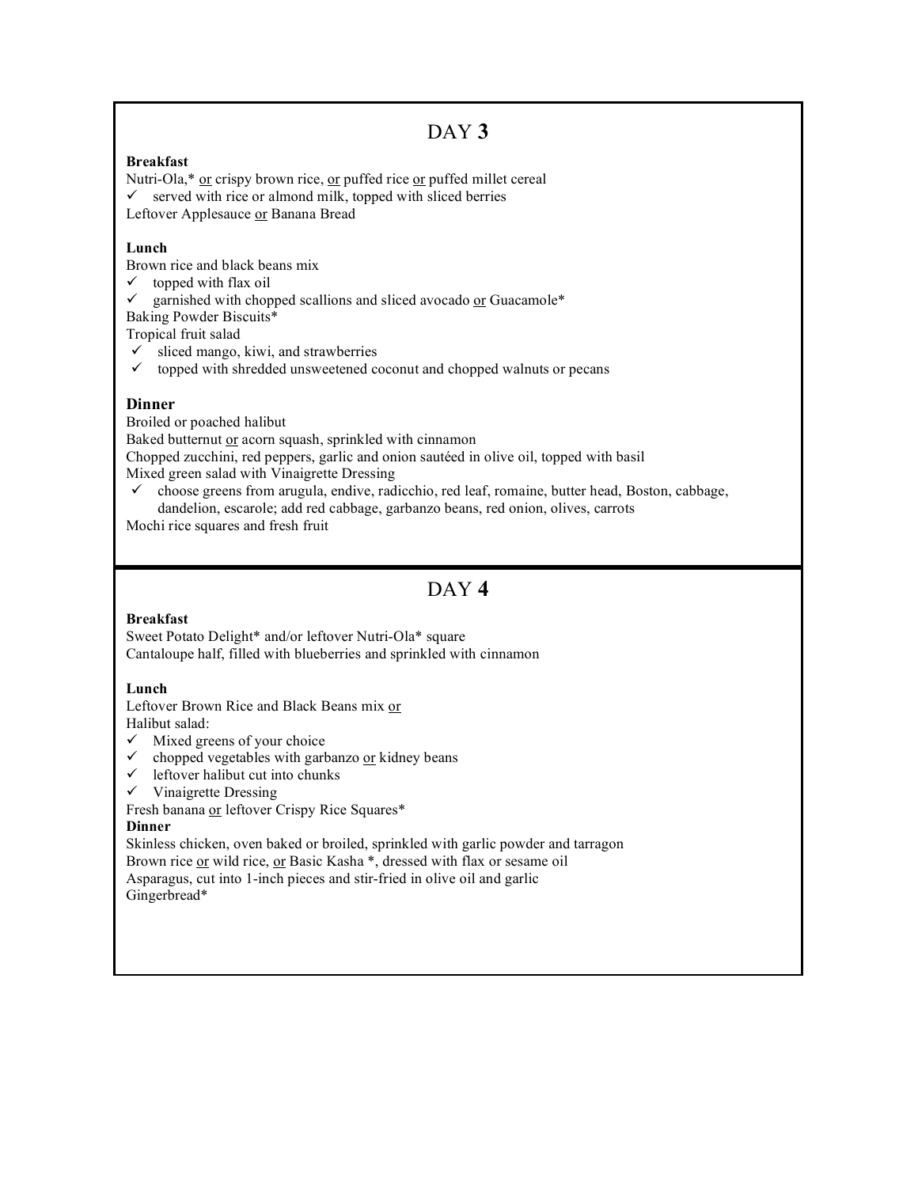## DAY 3

**Breakfast**

Nutri-Ola,* <u>or</u> crispy brown rice, <u>or</u> puffed rice <u>or</u> puffed millet cereal

- ✓ served with rice or almond milk, topped with sliced berries

Leftover Applesauce <u>or</u> Banana Bread

**Lunch**

Brown rice and black beans mix

- ✓ topped with flax oil
- ✓ garnished with chopped scallions and sliced avocado <u>or</u> Guacamole*

Baking Powder Biscuits*

Tropical fruit salad

- ✓ sliced mango, kiwi, and strawberries
- ✓ topped with shredded unsweetened coconut and chopped walnuts or pecans

**Dinner**

Broiled or poached halibut

Baked butternut <u>or</u> acorn squash, sprinkled with cinnamon

Chopped zucchini, red peppers, garlic and onion sautéed in olive oil, topped with basil

Mixed green salad with Vinaigrette Dressing

- ✓ choose greens from arugula, endive, radicchio, red leaf, romaine, butter head, Boston, cabbage, dandelion, escarole; add red cabbage, garbanzo beans, red onion, olives, carrots

Mochi rice squares and fresh fruit

## DAY 4

**Breakfast**

Sweet Potato Delight* and/or leftover Nutri-Ola* square

Cantaloupe half, filled with blueberries and sprinkled with cinnamon

**Lunch**

Leftover Brown Rice and Black Beans mix <u>or</u>

Halibut salad:

- ✓ Mixed greens of your choice
- ✓ chopped vegetables with garbanzo <u>or</u> kidney beans
- ✓ leftover halibut cut into chunks
- ✓ Vinaigrette Dressing

Fresh banana <u>or</u> leftover Crispy Rice Squares*

**Dinner**

Skinless chicken, oven baked or broiled, sprinkled with garlic powder and tarragon

Brown rice <u>or</u> wild rice, <u>or</u> Basic Kasha *, dressed with flax or sesame oil

Asparagus, cut into 1-inch pieces and stir-fried in olive oil and garlic

Gingerbread*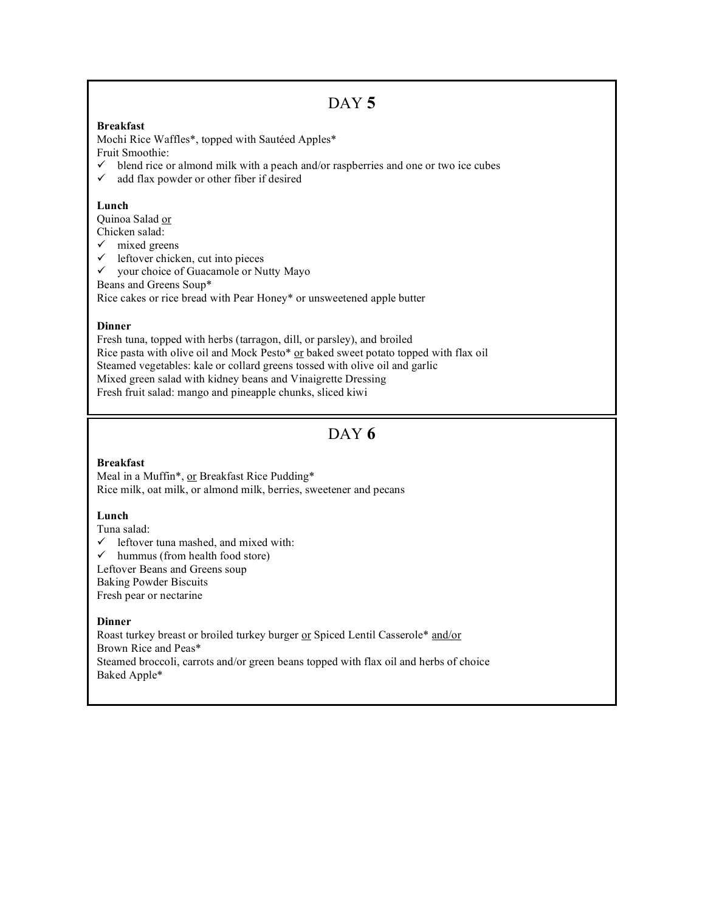## DAY 5

**Breakfast**

Mochi Rice Waffles*, topped with Sautéed Apples*

Fruit Smoothie:

- ✓ blend rice or almond milk with a peach and/or raspberries and one or two ice cubes
- ✓ add flax powder or other fiber if desired

**Lunch**

Quinoa Salad <u>or</u>

Chicken salad:

- ✓ mixed greens
- ✓ leftover chicken, cut into pieces
- ✓ your choice of Guacamole or Nutty Mayo

Beans and Greens Soup*

Rice cakes or rice bread with Pear Honey* or unsweetened apple butter

**Dinner**

Fresh tuna, topped with herbs (tarragon, dill, or parsley), and broiled

Rice pasta with olive oil and Mock Pesto* <u>or</u> baked sweet potato topped with flax oil

Steamed vegetables: kale or collard greens tossed with olive oil and garlic

Mixed green salad with kidney beans and Vinaigrette Dressing

Fresh fruit salad: mango and pineapple chunks, sliced kiwi

## DAY 6

**Breakfast**

Meal in a Muffin*, <u>or</u> Breakfast Rice Pudding*

Rice milk, oat milk, or almond milk, berries, sweetener and pecans

**Lunch**

Tuna salad:

- ✓ leftover tuna mashed, and mixed with:
- ✓ hummus (from health food store)

Leftover Beans and Greens soup

Baking Powder Biscuits

Fresh pear or nectarine

**Dinner**

Roast turkey breast or broiled turkey burger <u>or</u> Spiced Lentil Casserole* <u>and/or</u> Brown Rice and Peas*

Steamed broccoli, carrots and/or green beans topped with flax oil and herbs of choice

Baked Apple*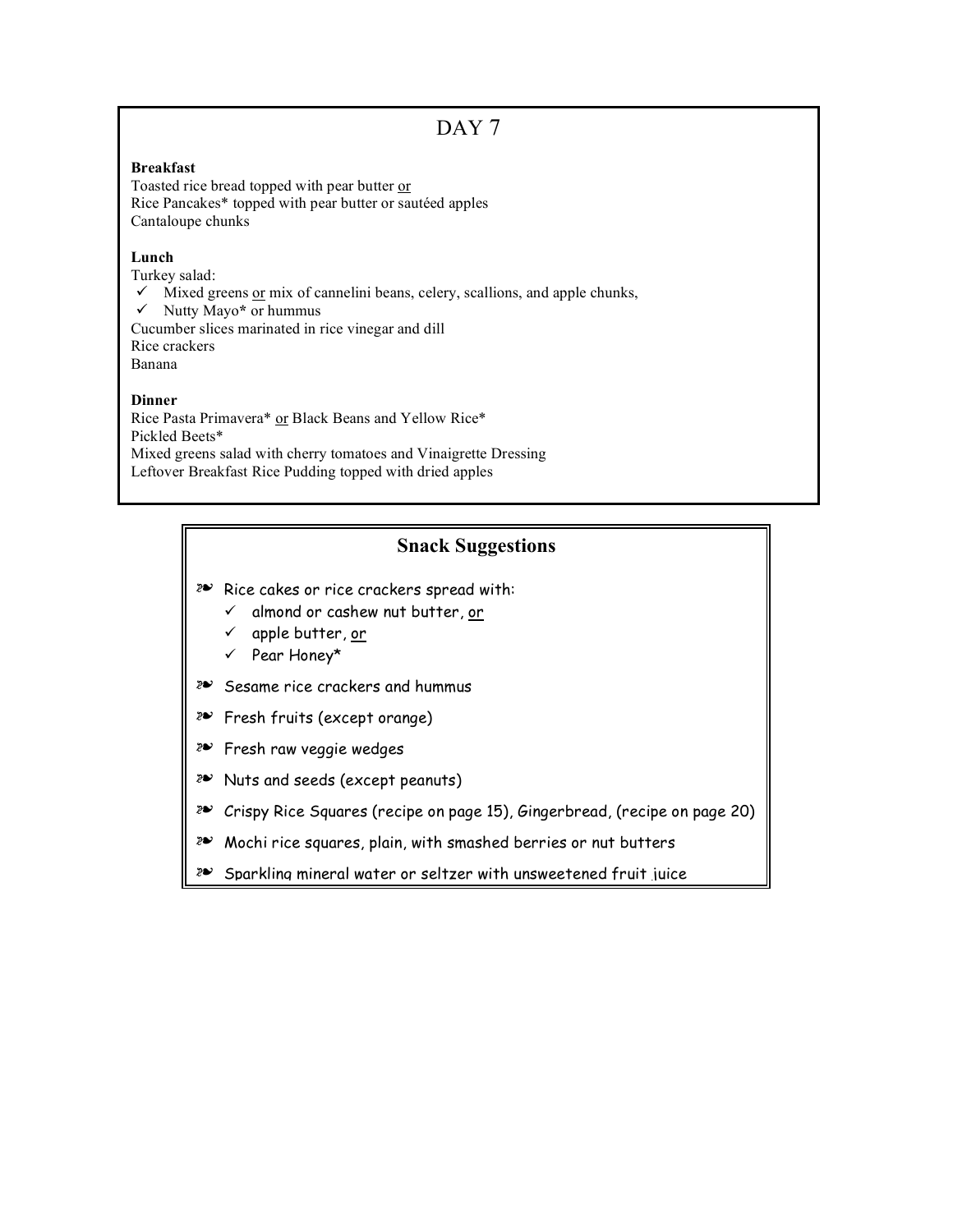# DAY 7

**Breakfast**
Toasted rice bread topped with pear butter or
Rice Pancakes* topped with pear butter or sautéed apples
Cantaloupe chunks

**Lunch**
Turkey salad:

- ✓ Mixed greens or mix of cannelini beans, celery, scallions, and apple chunks,
- ✓ Nutty Mayo* or hummus

Cucumber slices marinated in rice vinegar and dill
Rice crackers
Banana

**Dinner**
Rice Pasta Primavera* or Black Beans and Yellow Rice*
Pickled Beets*
Mixed greens salad with cherry tomatoes and Vinaigrette Dressing
Leftover Breakfast Rice Pudding topped with dried apples

## Snack Suggestions

- Rice cakes or rice crackers spread with:
  - ✓ almond or cashew nut butter, or
  - ✓ apple butter, or
  - ✓ Pear Honey*
- Sesame rice crackers and hummus
- Fresh fruits (except orange)
- Fresh raw veggie wedges
- Nuts and seeds (except peanuts)
- Crispy Rice Squares (recipe on page 15), Gingerbread, (recipe on page 20)
- Mochi rice squares, plain, with smashed berries or nut butters
- Sparkling mineral water or seltzer with unsweetened fruit juice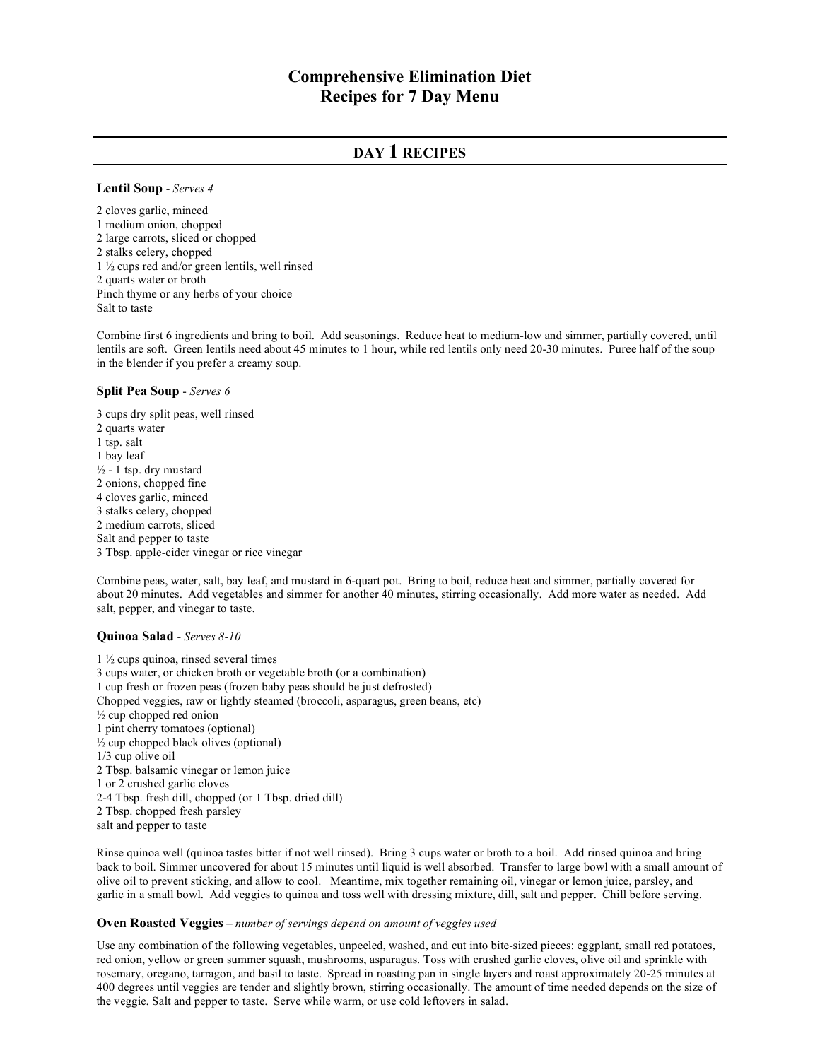# Comprehensive Elimination Diet
# Recipes for 7 Day Menu

## DAY 1 RECIPES

### Lentil Soup - *Serves 4*

2 cloves garlic, minced
1 medium onion, chopped
2 large carrots, sliced or chopped
2 stalks celery, chopped
1 ½ cups red and/or green lentils, well rinsed
2 quarts water or broth
Pinch thyme or any herbs of your choice
Salt to taste

Combine first 6 ingredients and bring to boil. Add seasonings. Reduce heat to medium-low and simmer, partially covered, until lentils are soft. Green lentils need about 45 minutes to 1 hour, while red lentils only need 20-30 minutes. Puree half of the soup in the blender if you prefer a creamy soup.

### Split Pea Soup - *Serves 6*

3 cups dry split peas, well rinsed
2 quarts water
1 tsp. salt
1 bay leaf
½ - 1 tsp. dry mustard
2 onions, chopped fine
4 cloves garlic, minced
3 stalks celery, chopped
2 medium carrots, sliced
Salt and pepper to taste
3 Tbsp. apple-cider vinegar or rice vinegar

Combine peas, water, salt, bay leaf, and mustard in 6-quart pot. Bring to boil, reduce heat and simmer, partially covered for about 20 minutes. Add vegetables and simmer for another 40 minutes, stirring occasionally. Add more water as needed. Add salt, pepper, and vinegar to taste.

### Quinoa Salad - *Serves 8-10*

1 ½ cups quinoa, rinsed several times
3 cups water, or chicken broth or vegetable broth (or a combination)
1 cup fresh or frozen peas (frozen baby peas should be just defrosted)
Chopped veggies, raw or lightly steamed (broccoli, asparagus, green beans, etc)
½ cup chopped red onion
1 pint cherry tomatoes (optional)
½ cup chopped black olives (optional)
1/3 cup olive oil
2 Tbsp. balsamic vinegar or lemon juice
1 or 2 crushed garlic cloves
2-4 Tbsp. fresh dill, chopped (or 1 Tbsp. dried dill)
2 Tbsp. chopped fresh parsley
salt and pepper to taste

Rinse quinoa well (quinoa tastes bitter if not well rinsed). Bring 3 cups water or broth to a boil. Add rinsed quinoa and bring back to boil. Simmer uncovered for about 15 minutes until liquid is well absorbed. Transfer to large bowl with a small amount of olive oil to prevent sticking, and allow to cool. Meantime, mix together remaining oil, vinegar or lemon juice, parsley, and garlic in a small bowl. Add veggies to quinoa and toss well with dressing mixture, dill, salt and pepper. Chill before serving.

### Oven Roasted Veggies – *number of servings depend on amount of veggies used*

Use any combination of the following vegetables, unpeeled, washed, and cut into bite-sized pieces: eggplant, small red potatoes, red onion, yellow or green summer squash, mushrooms, asparagus. Toss with crushed garlic cloves, olive oil and sprinkle with rosemary, oregano, tarragon, and basil to taste. Spread in roasting pan in single layers and roast approximately 20-25 minutes at 400 degrees until veggies are tender and slightly brown, stirring occasionally. The amount of time needed depends on the size of the veggie. Salt and pepper to taste. Serve while warm, or use cold leftovers in salad.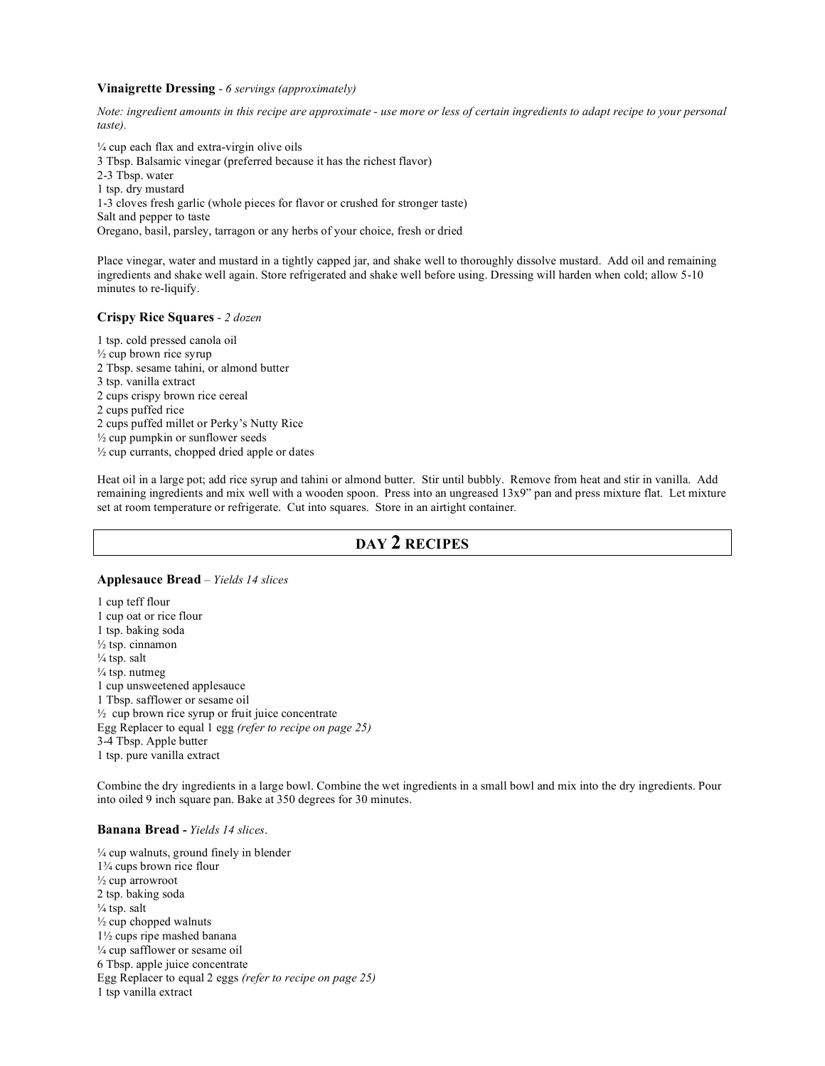**Vinaigrette Dressing** - *6 servings (approximately)*

*Note: ingredient amounts in this recipe are approximate - use more or less of certain ingredients to adapt recipe to your personal taste).*

¼ cup each flax and extra-virgin olive oils
3 Tbsp. Balsamic vinegar (preferred because it has the richest flavor)
2-3 Tbsp. water
1 tsp. dry mustard
1-3 cloves fresh garlic (whole pieces for flavor or crushed for stronger taste)
Salt and pepper to taste
Oregano, basil, parsley, tarragon or any herbs of your choice, fresh or dried

Place vinegar, water and mustard in a tightly capped jar, and shake well to thoroughly dissolve mustard. Add oil and remaining ingredients and shake well again. Store refrigerated and shake well before using. Dressing will harden when cold; allow 5-10 minutes to re-liquify.

**Crispy Rice Squares** - *2 dozen*

1 tsp. cold pressed canola oil
½ cup brown rice syrup
2 Tbsp. sesame tahini, or almond butter
3 tsp. vanilla extract
2 cups crispy brown rice cereal
2 cups puffed rice
2 cups puffed millet or Perky's Nutty Rice
½ cup pumpkin or sunflower seeds
½ cup currants, chopped dried apple or dates

Heat oil in a large pot; add rice syrup and tahini or almond butter. Stir until bubbly. Remove from heat and stir in vanilla. Add remaining ingredients and mix well with a wooden spoon. Press into an ungreased 13x9" pan and press mixture flat. Let mixture set at room temperature or refrigerate. Cut into squares. Store in an airtight container.

## DAY 2 RECIPES

**Applesauce Bread** – *Yields 14 slices*

1 cup teff flour
1 cup oat or rice flour
1 tsp. baking soda
½ tsp. cinnamon
¼ tsp. salt
¼ tsp. nutmeg
1 cup unsweetened applesauce
1 Tbsp. safflower or sesame oil
½ cup brown rice syrup or fruit juice concentrate
Egg Replacer to equal 1 egg *(refer to recipe on page 25)*
3-4 Tbsp. Apple butter
1 tsp. pure vanilla extract

Combine the dry ingredients in a large bowl. Combine the wet ingredients in a small bowl and mix into the dry ingredients. Pour into oiled 9 inch square pan. Bake at 350 degrees for 30 minutes.

**Banana Bread** - *Yields 14 slices*.

¼ cup walnuts, ground finely in blender
1¾ cups brown rice flour
½ cup arrowroot
2 tsp. baking soda
¼ tsp. salt
½ cup chopped walnuts
1½ cups ripe mashed banana
¼ cup safflower or sesame oil
6 Tbsp. apple juice concentrate
Egg Replacer to equal 2 eggs *(refer to recipe on page 25)*
1 tsp vanilla extract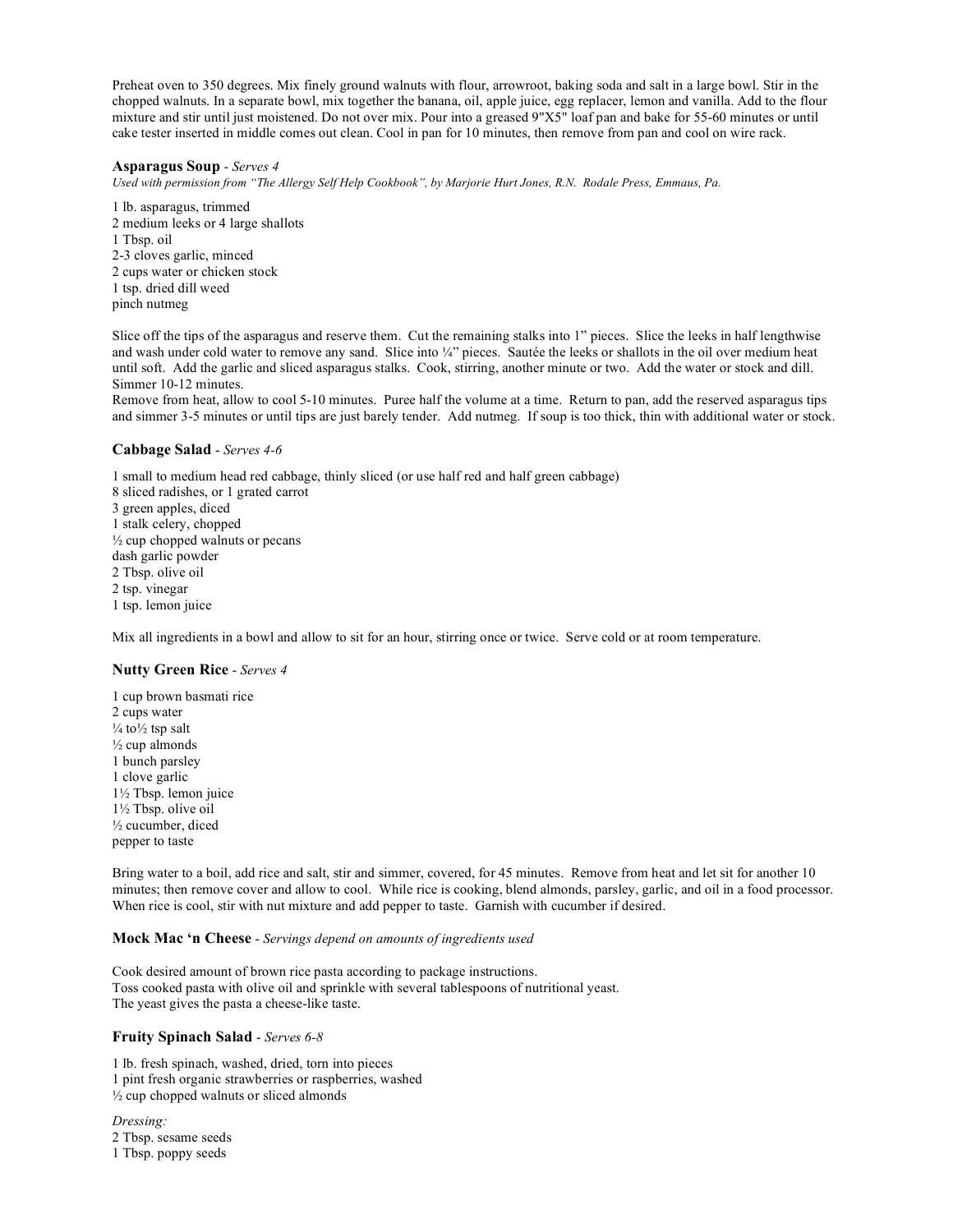Preheat oven to 350 degrees. Mix finely ground walnuts with flour, arrowroot, baking soda and salt in a large bowl. Stir in the chopped walnuts. In a separate bowl, mix together the banana, oil, apple juice, egg replacer, lemon and vanilla. Add to the flour mixture and stir until just moistened. Do not over mix. Pour into a greased 9"X5" loaf pan and bake for 55-60 minutes or until cake tester inserted in middle comes out clean. Cool in pan for 10 minutes, then remove from pan and cool on wire rack.

### Asparagus Soup - *Serves 4*

*Used with permission from "The Allergy Self Help Cookbook", by Marjorie Hurt Jones, R.N. Rodale Press, Emmaus, Pa.*

1 lb. asparagus, trimmed
2 medium leeks or 4 large shallots
1 Tbsp. oil
2-3 cloves garlic, minced
2 cups water or chicken stock
1 tsp. dried dill weed
pinch nutmeg

Slice off the tips of the asparagus and reserve them. Cut the remaining stalks into 1" pieces. Slice the leeks in half lengthwise and wash under cold water to remove any sand. Slice into ¼" pieces. Sautée the leeks or shallots in the oil over medium heat until soft. Add the garlic and sliced asparagus stalks. Cook, stirring, another minute or two. Add the water or stock and dill. Simmer 10-12 minutes.
Remove from heat, allow to cool 5-10 minutes. Puree half the volume at a time. Return to pan, add the reserved asparagus tips and simmer 3-5 minutes or until tips are just barely tender. Add nutmeg. If soup is too thick, thin with additional water or stock.

### Cabbage Salad - *Serves 4-6*

1 small to medium head red cabbage, thinly sliced (or use half red and half green cabbage)
8 sliced radishes, or 1 grated carrot
3 green apples, diced
1 stalk celery, chopped
½ cup chopped walnuts or pecans
dash garlic powder
2 Tbsp. olive oil
2 tsp. vinegar
1 tsp. lemon juice

Mix all ingredients in a bowl and allow to sit for an hour, stirring once or twice. Serve cold or at room temperature.

### Nutty Green Rice - *Serves 4*

1 cup brown basmati rice
2 cups water
¼ to½ tsp salt
½ cup almonds
1 bunch parsley
1 clove garlic
1½ Tbsp. lemon juice
1½ Tbsp. olive oil
½ cucumber, diced
pepper to taste

Bring water to a boil, add rice and salt, stir and simmer, covered, for 45 minutes. Remove from heat and let sit for another 10 minutes; then remove cover and allow to cool. While rice is cooking, blend almonds, parsley, garlic, and oil in a food processor. When rice is cool, stir with nut mixture and add pepper to taste. Garnish with cucumber if desired.

### Mock Mac 'n Cheese - *Servings depend on amounts of ingredients used*

Cook desired amount of brown rice pasta according to package instructions.
Toss cooked pasta with olive oil and sprinkle with several tablespoons of nutritional yeast.
The yeast gives the pasta a cheese-like taste.

### Fruity Spinach Salad - *Serves 6-8*

1 lb. fresh spinach, washed, dried, torn into pieces
1 pint fresh organic strawberries or raspberries, washed
½ cup chopped walnuts or sliced almonds

*Dressing:*
2 Tbsp. sesame seeds
1 Tbsp. poppy seeds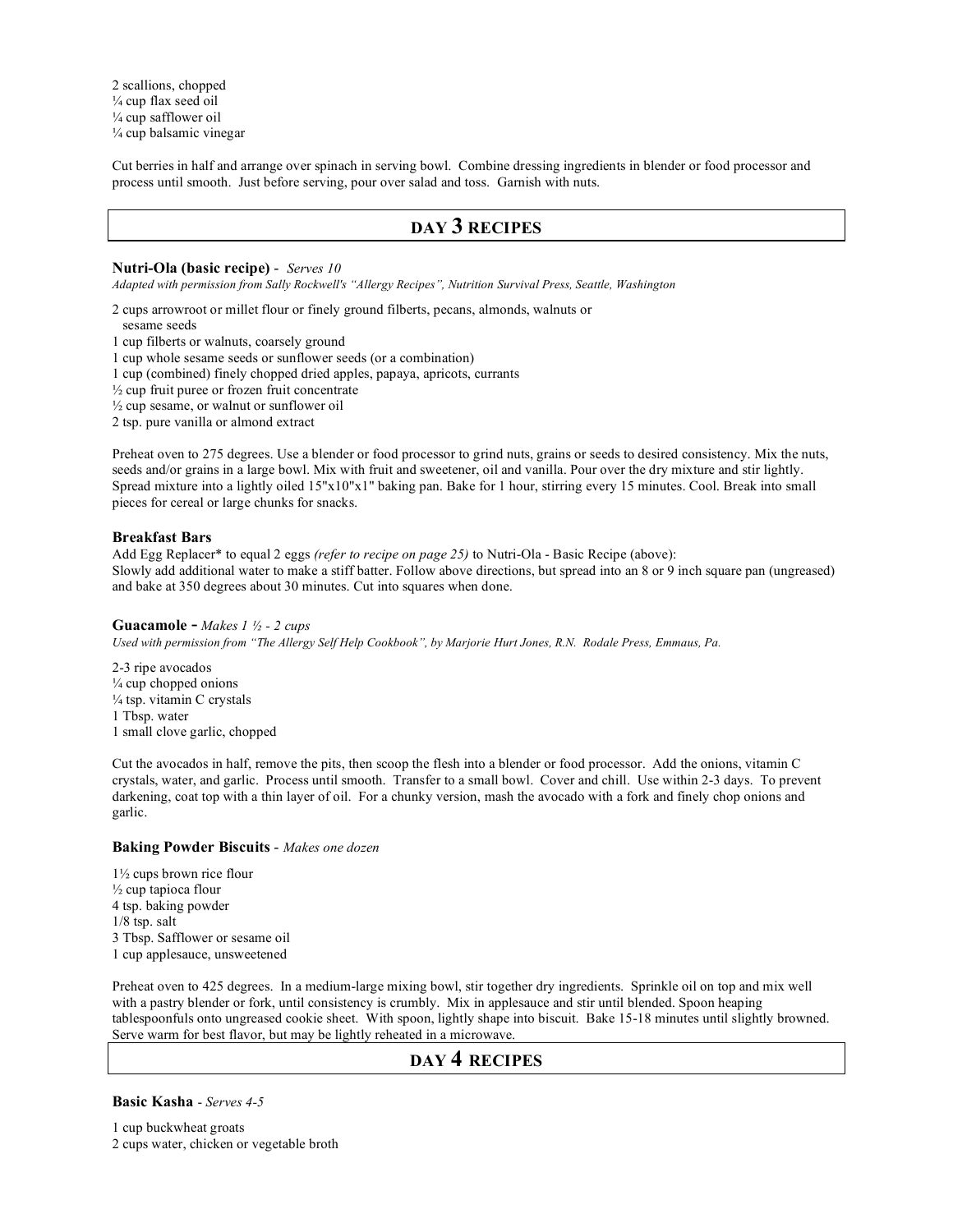2 scallions, chopped
¼ cup flax seed oil
¼ cup safflower oil
¼ cup balsamic vinegar

Cut berries in half and arrange over spinach in serving bowl. Combine dressing ingredients in blender or food processor and process until smooth. Just before serving, pour over salad and toss. Garnish with nuts.

## DAY 3 RECIPES

### Nutri-Ola (basic recipe) - *Serves 10*

*Adapted with permission from Sally Rockwell's "Allergy Recipes", Nutrition Survival Press, Seattle, Washington*

2 cups arrowroot or millet flour or finely ground filberts, pecans, almonds, walnuts or sesame seeds
1 cup filberts or walnuts, coarsely ground
1 cup whole sesame seeds or sunflower seeds (or a combination)
1 cup (combined) finely chopped dried apples, papaya, apricots, currants
½ cup fruit puree or frozen fruit concentrate
½ cup sesame, or walnut or sunflower oil
2 tsp. pure vanilla or almond extract

Preheat oven to 275 degrees. Use a blender or food processor to grind nuts, grains or seeds to desired consistency. Mix the nuts, seeds and/or grains in a large bowl. Mix with fruit and sweetener, oil and vanilla. Pour over the dry mixture and stir lightly. Spread mixture into a lightly oiled 15"x10"x1" baking pan. Bake for 1 hour, stirring every 15 minutes. Cool. Break into small pieces for cereal or large chunks for snacks.

### Breakfast Bars

Add Egg Replacer* to equal 2 eggs *(refer to recipe on page 25)* to Nutri-Ola - Basic Recipe (above):
Slowly add additional water to make a stiff batter. Follow above directions, but spread into an 8 or 9 inch square pan (ungreased) and bake at 350 degrees about 30 minutes. Cut into squares when done.

### Guacamole - *Makes 1 ½ - 2 cups*

*Used with permission from "The Allergy Self Help Cookbook", by Marjorie Hurt Jones, R.N. Rodale Press, Emmaus, Pa.*

2-3 ripe avocados
¼ cup chopped onions
¼ tsp. vitamin C crystals
1 Tbsp. water
1 small clove garlic, chopped

Cut the avocados in half, remove the pits, then scoop the flesh into a blender or food processor. Add the onions, vitamin C crystals, water, and garlic. Process until smooth. Transfer to a small bowl. Cover and chill. Use within 2-3 days. To prevent darkening, coat top with a thin layer of oil. For a chunky version, mash the avocado with a fork and finely chop onions and garlic.

### Baking Powder Biscuits - *Makes one dozen*

1½ cups brown rice flour
½ cup tapioca flour
4 tsp. baking powder
1/8 tsp. salt
3 Tbsp. Safflower or sesame oil
1 cup applesauce, unsweetened

Preheat oven to 425 degrees. In a medium-large mixing bowl, stir together dry ingredients. Sprinkle oil on top and mix well with a pastry blender or fork, until consistency is crumbly. Mix in applesauce and stir until blended. Spoon heaping tablespoonfuls onto ungreased cookie sheet. With spoon, lightly shape into biscuit. Bake 15-18 minutes until slightly browned. Serve warm for best flavor, but may be lightly reheated in a microwave.

## DAY 4 RECIPES

### Basic Kasha - *Serves 4-5*

1 cup buckwheat groats
2 cups water, chicken or vegetable broth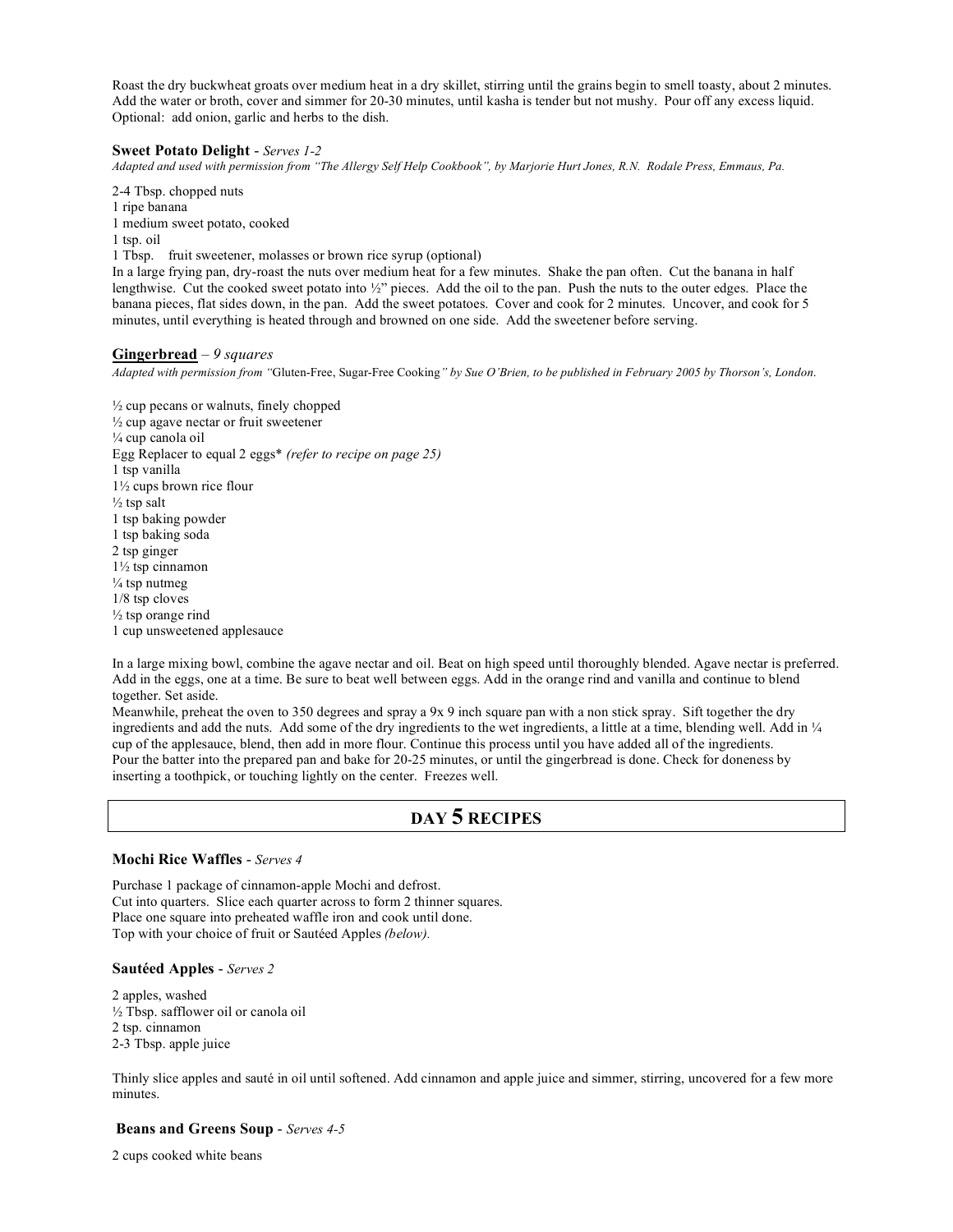Roast the dry buckwheat groats over medium heat in a dry skillet, stirring until the grains begin to smell toasty, about 2 minutes. Add the water or broth, cover and simmer for 20-30 minutes, until kasha is tender but not mushy. Pour off any excess liquid. Optional: add onion, garlic and herbs to the dish.

### Sweet Potato Delight - *Serves 1-2*

*Adapted and used with permission from "The Allergy Self Help Cookbook", by Marjorie Hurt Jones, R.N. Rodale Press, Emmaus, Pa.*

2-4 Tbsp. chopped nuts
1 ripe banana
1 medium sweet potato, cooked
1 tsp. oil
1 Tbsp. fruit sweetener, molasses or brown rice syrup (optional)

In a large frying pan, dry-roast the nuts over medium heat for a few minutes. Shake the pan often. Cut the banana in half lengthwise. Cut the cooked sweet potato into ½" pieces. Add the oil to the pan. Push the nuts to the outer edges. Place the banana pieces, flat sides down, in the pan. Add the sweet potatoes. Cover and cook for 2 minutes. Uncover, and cook for 5 minutes, until everything is heated through and browned on one side. Add the sweetener before serving.

### Gingerbread – *9 squares*

*Adapted with permission from "Gluten-Free, Sugar-Free Cooking" by Sue O'Brien, to be published in February 2005 by Thorson's, London.*

½ cup pecans or walnuts, finely chopped
½ cup agave nectar or fruit sweetener
¼ cup canola oil
Egg Replacer to equal 2 eggs* *(refer to recipe on page 25)*
1 tsp vanilla
1½ cups brown rice flour
½ tsp salt
1 tsp baking powder
1 tsp baking soda
2 tsp ginger
1½ tsp cinnamon
¼ tsp nutmeg
1/8 tsp cloves
½ tsp orange rind
1 cup unsweetened applesauce

In a large mixing bowl, combine the agave nectar and oil. Beat on high speed until thoroughly blended. Agave nectar is preferred. Add in the eggs, one at a time. Be sure to beat well between eggs. Add in the orange rind and vanilla and continue to blend together. Set aside.

Meanwhile, preheat the oven to 350 degrees and spray a 9x 9 inch square pan with a non stick spray. Sift together the dry ingredients and add the nuts. Add some of the dry ingredients to the wet ingredients, a little at a time, blending well. Add in ¼ cup of the applesauce, blend, then add in more flour. Continue this process until you have added all of the ingredients.

Pour the batter into the prepared pan and bake for 20-25 minutes, or until the gingerbread is done. Check for doneness by inserting a toothpick, or touching lightly on the center. Freezes well.

## DAY 5 RECIPES

### Mochi Rice Waffles - *Serves 4*

Purchase 1 package of cinnamon-apple Mochi and defrost.
Cut into quarters. Slice each quarter across to form 2 thinner squares.
Place one square into preheated waffle iron and cook until done.
Top with your choice of fruit or Sautéed Apples *(below).*

### Sautéed Apples - *Serves 2*

2 apples, washed
½ Tbsp. safflower oil or canola oil
2 tsp. cinnamon
2-3 Tbsp. apple juice

Thinly slice apples and sauté in oil until softened. Add cinnamon and apple juice and simmer, stirring, uncovered for a few more minutes.

### Beans and Greens Soup - *Serves 4-5*

2 cups cooked white beans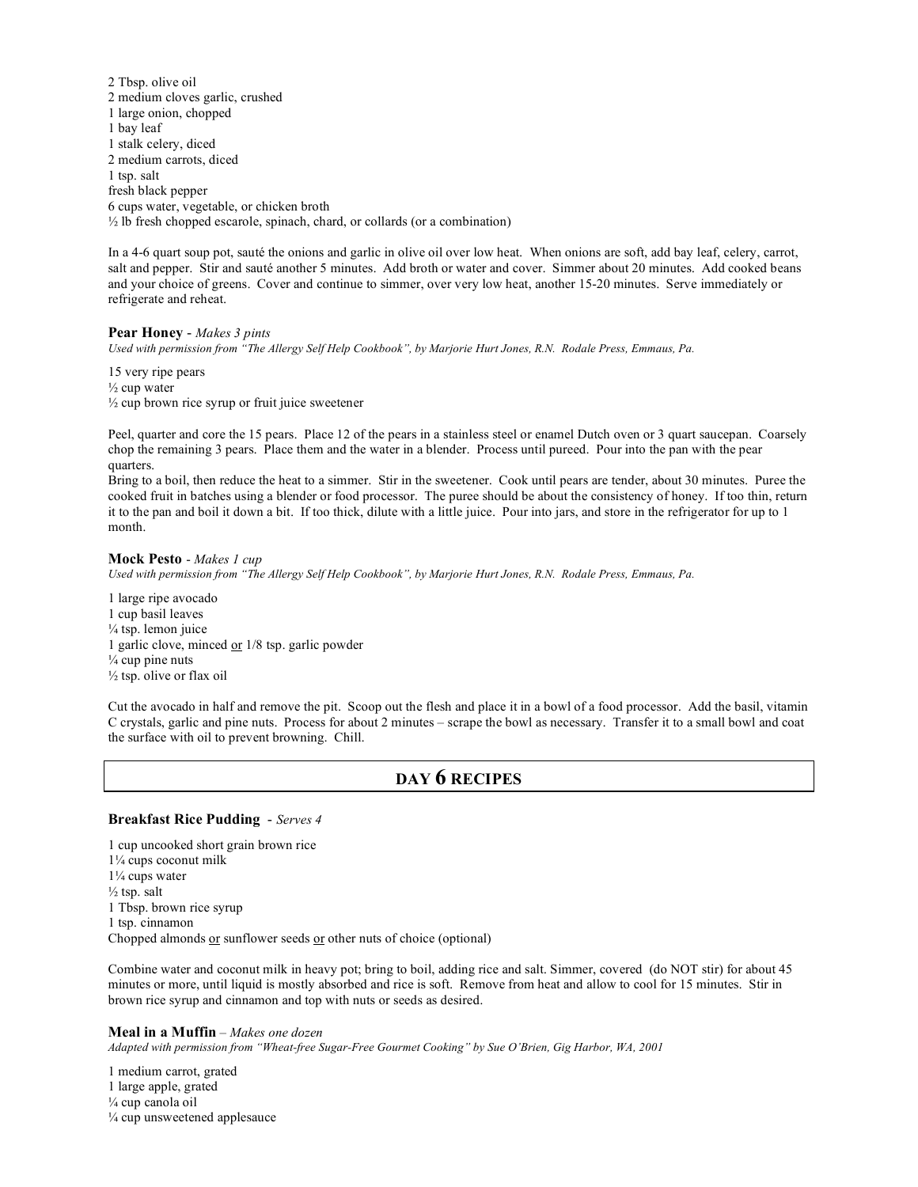2 Tbsp. olive oil
2 medium cloves garlic, crushed
1 large onion, chopped
1 bay leaf
1 stalk celery, diced
2 medium carrots, diced
1 tsp. salt
fresh black pepper
6 cups water, vegetable, or chicken broth
½ lb fresh chopped escarole, spinach, chard, or collards (or a combination)

In a 4-6 quart soup pot, sauté the onions and garlic in olive oil over low heat. When onions are soft, add bay leaf, celery, carrot, salt and pepper. Stir and sauté another 5 minutes. Add broth or water and cover. Simmer about 20 minutes. Add cooked beans and your choice of greens. Cover and continue to simmer, over very low heat, another 15-20 minutes. Serve immediately or refrigerate and reheat.

**Pear Honey** - *Makes 3 pints*
*Used with permission from "The Allergy Self Help Cookbook", by Marjorie Hurt Jones, R.N. Rodale Press, Emmaus, Pa.*

15 very ripe pears
½ cup water
½ cup brown rice syrup or fruit juice sweetener

Peel, quarter and core the 15 pears. Place 12 of the pears in a stainless steel or enamel Dutch oven or 3 quart saucepan. Coarsely chop the remaining 3 pears. Place them and the water in a blender. Process until pureed. Pour into the pan with the pear quarters.
Bring to a boil, then reduce the heat to a simmer. Stir in the sweetener. Cook until pears are tender, about 30 minutes. Puree the cooked fruit in batches using a blender or food processor. The puree should be about the consistency of honey. If too thin, return it to the pan and boil it down a bit. If too thick, dilute with a little juice. Pour into jars, and store in the refrigerator for up to 1 month.

**Mock Pesto** - *Makes 1 cup*
*Used with permission from "The Allergy Self Help Cookbook", by Marjorie Hurt Jones, R.N. Rodale Press, Emmaus, Pa.*

1 large ripe avocado
1 cup basil leaves
¼ tsp. lemon juice
1 garlic clove, minced or 1/8 tsp. garlic powder
¼ cup pine nuts
½ tsp. olive or flax oil

Cut the avocado in half and remove the pit. Scoop out the flesh and place it in a bowl of a food processor. Add the basil, vitamin C crystals, garlic and pine nuts. Process for about 2 minutes – scrape the bowl as necessary. Transfer it to a small bowl and coat the surface with oil to prevent browning. Chill.

## DAY 6 RECIPES

**Breakfast Rice Pudding** - *Serves 4*

1 cup uncooked short grain brown rice
1¼ cups coconut milk
1¼ cups water
½ tsp. salt
1 Tbsp. brown rice syrup
1 tsp. cinnamon
Chopped almonds or sunflower seeds or other nuts of choice (optional)

Combine water and coconut milk in heavy pot; bring to boil, adding rice and salt. Simmer, covered (do NOT stir) for about 45 minutes or more, until liquid is mostly absorbed and rice is soft. Remove from heat and allow to cool for 15 minutes. Stir in brown rice syrup and cinnamon and top with nuts or seeds as desired.

**Meal in a Muffin** – *Makes one dozen*
*Adapted with permission from "Wheat-free Sugar-Free Gourmet Cooking" by Sue O'Brien, Gig Harbor, WA, 2001*

1 medium carrot, grated
1 large apple, grated
¼ cup canola oil
¼ cup unsweetened applesauce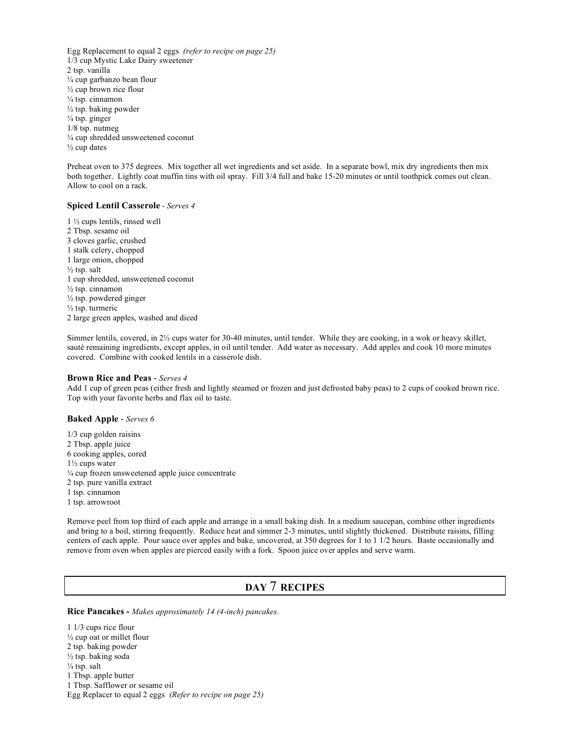Egg Replacement to equal 2 eggs *(refer to recipe on page 25)*
1/3 cup Mystic Lake Dairy sweetener
2 tsp. vanilla
¼ cup garbanzo bean flour
½ cup brown rice flour
¼ tsp. cinnamon
½ tsp. baking powder
¼ tsp. ginger
1/8 tsp. nutmeg
¼ cup shredded unsweetened coconut
½ cup dates

Preheat oven to 375 degrees. Mix together all wet ingredients and set aside. In a separate bowl, mix dry ingredients then mix both together. Lightly coat muffin tins with oil spray. Fill 3/4 full and bake 15-20 minutes or until toothpick comes out clean. Allow to cool on a rack.

**Spiced Lentil Casserole** - *Serves 4*

1 ½ cups lentils, rinsed well
2 Tbsp. sesame oil
3 cloves garlic, crushed
1 stalk celery, chopped
1 large onion, chopped
½ tsp. salt
1 cup shredded, unsweetened coconut
½ tsp. cinnamon
½ tsp. powdered ginger
½ tsp. turmeric
2 large green apples, washed and diced

Simmer lentils, covered, in 2½ cups water for 30-40 minutes, until tender. While they are cooking, in a wok or heavy skillet, sauté remaining ingredients, except apples, in oil until tender. Add water as necessary. Add apples and cook 10 more minutes covered. Combine with cooked lentils in a casserole dish.

**Brown Rice and Peas** - *Serves 4*
Add 1 cup of green peas (either fresh and lightly steamed or frozen and just defrosted baby peas) to 2 cups of cooked brown rice. Top with your favorite herbs and flax oil to taste.

**Baked Apple** - *Serves 6*

1/3 cup golden raisins
2 Tbsp. apple juice
6 cooking apples, cored
1½ cups water
¼ cup frozen unsweetened apple juice concentrate
2 tsp. pure vanilla extract
1 tsp. cinnamon
1 tsp. arrowroot

Remove peel from top third of each apple and arrange in a small baking dish. In a medium saucepan, combine other ingredients and bring to a boil, stirring frequently. Reduce heat and simmer 2-3 minutes, until slightly thickened. Distribute raisins, filling centers of each apple. Pour sauce over apples and bake, uncovered, at 350 degrees for 1 to 1 1/2 hours. Baste occasionally and remove from oven when apples are pierced easily with a fork. Spoon juice over apples and serve warm.

## DAY 7 RECIPES

**Rice Pancakes -** *Makes approximately 14 (4-inch) pancakes.*

1 1/3 cups rice flour
½ cup oat or millet flour
2 tsp. baking powder
½ tsp. baking soda
¼ tsp. salt
1 Tbsp. apple butter
1 Tbsp. Safflower or sesame oil
Egg Replacer to equal 2 eggs *(Refer to recipe on page 25)*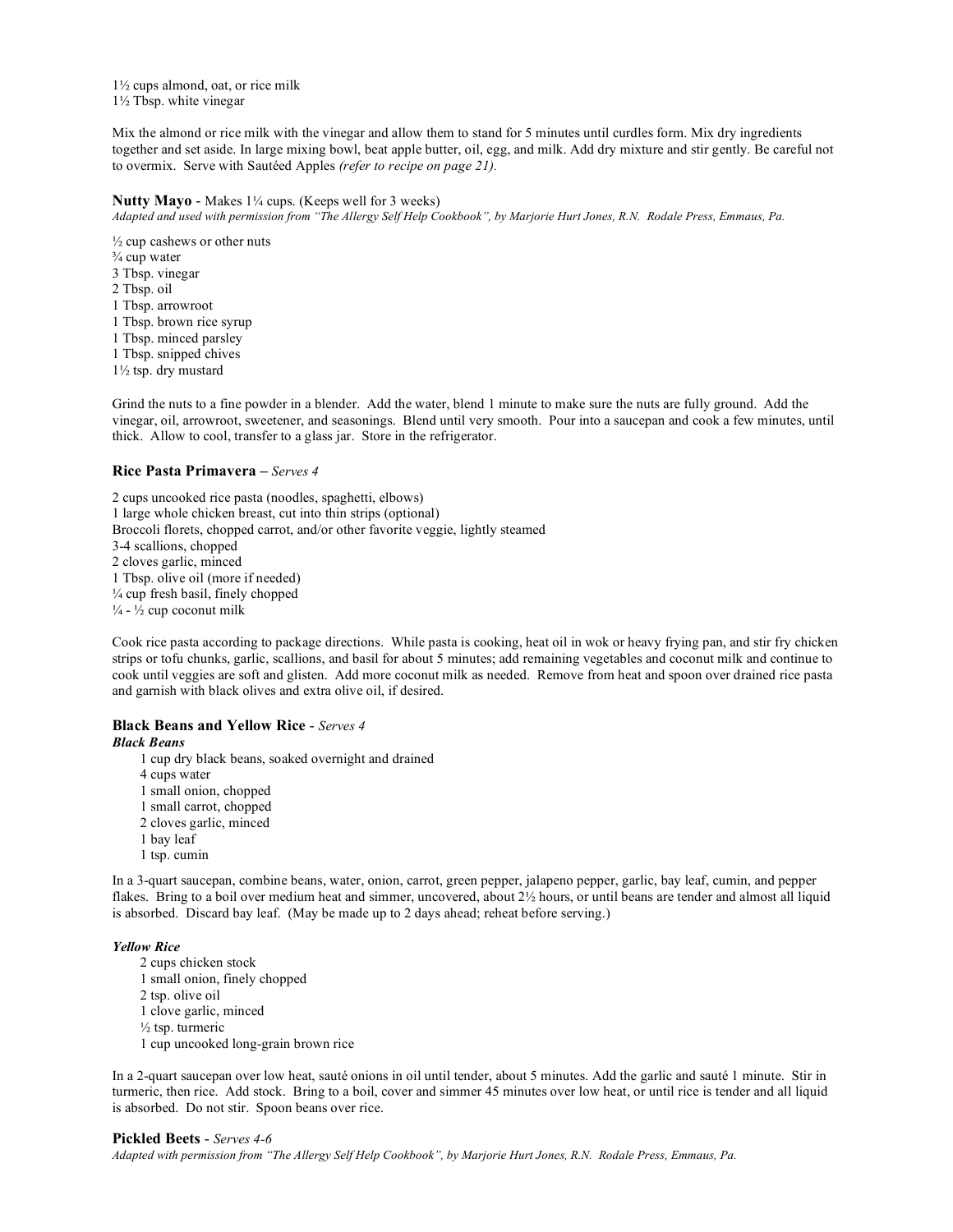1½ cups almond, oat, or rice milk
1½ Tbsp. white vinegar

Mix the almond or rice milk with the vinegar and allow them to stand for 5 minutes until curdles form. Mix dry ingredients together and set aside. In large mixing bowl, beat apple butter, oil, egg, and milk. Add dry mixture and stir gently. Be careful not to overmix. Serve with Sautéed Apples *(refer to recipe on page 21).*

**Nutty Mayo** - Makes 1¼ cups. (Keeps well for 3 weeks)
*Adapted and used with permission from "The Allergy Self Help Cookbook", by Marjorie Hurt Jones, R.N. Rodale Press, Emmaus, Pa.*

½ cup cashews or other nuts
¾ cup water
3 Tbsp. vinegar
2 Tbsp. oil
1 Tbsp. arrowroot
1 Tbsp. brown rice syrup
1 Tbsp. minced parsley
1 Tbsp. snipped chives
1½ tsp. dry mustard

Grind the nuts to a fine powder in a blender. Add the water, blend 1 minute to make sure the nuts are fully ground. Add the vinegar, oil, arrowroot, sweetener, and seasonings. Blend until very smooth. Pour into a saucepan and cook a few minutes, until thick. Allow to cool, transfer to a glass jar. Store in the refrigerator.

**Rice Pasta Primavera** – *Serves 4*

2 cups uncooked rice pasta (noodles, spaghetti, elbows)
1 large whole chicken breast, cut into thin strips (optional)
Broccoli florets, chopped carrot, and/or other favorite veggie, lightly steamed
3-4 scallions, chopped
2 cloves garlic, minced
1 Tbsp. olive oil (more if needed)
¼ cup fresh basil, finely chopped
¼ - ½ cup coconut milk

Cook rice pasta according to package directions. While pasta is cooking, heat oil in wok or heavy frying pan, and stir fry chicken strips or tofu chunks, garlic, scallions, and basil for about 5 minutes; add remaining vegetables and coconut milk and continue to cook until veggies are soft and glisten. Add more coconut milk as needed. Remove from heat and spoon over drained rice pasta and garnish with black olives and extra olive oil, if desired.

**Black Beans and Yellow Rice** - *Serves 4*

***Black Beans***

1 cup dry black beans, soaked overnight and drained
4 cups water
1 small onion, chopped
1 small carrot, chopped
2 cloves garlic, minced
1 bay leaf
1 tsp. cumin

In a 3-quart saucepan, combine beans, water, onion, carrot, green pepper, jalapeno pepper, garlic, bay leaf, cumin, and pepper flakes. Bring to a boil over medium heat and simmer, uncovered, about 2½ hours, or until beans are tender and almost all liquid is absorbed. Discard bay leaf. (May be made up to 2 days ahead; reheat before serving.)

***Yellow Rice***

2 cups chicken stock
1 small onion, finely chopped
2 tsp. olive oil
1 clove garlic, minced
½ tsp. turmeric
1 cup uncooked long-grain brown rice

In a 2-quart saucepan over low heat, sauté onions in oil until tender, about 5 minutes. Add the garlic and sauté 1 minute. Stir in turmeric, then rice. Add stock. Bring to a boil, cover and simmer 45 minutes over low heat, or until rice is tender and all liquid is absorbed. Do not stir. Spoon beans over rice.

**Pickled Beets** - *Serves 4-6*
*Adapted with permission from "The Allergy Self Help Cookbook", by Marjorie Hurt Jones, R.N. Rodale Press, Emmaus, Pa.*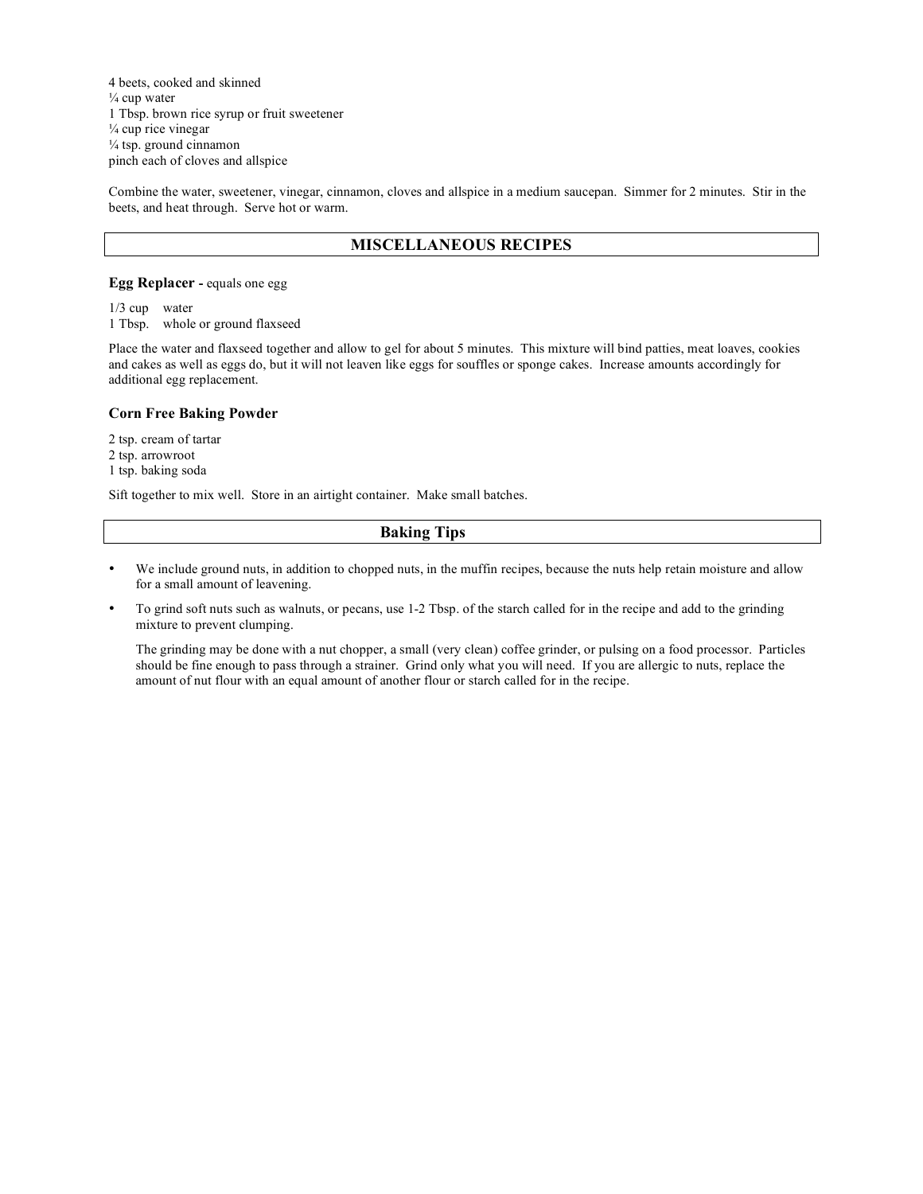4 beets, cooked and skinned
¼ cup water
1 Tbsp. brown rice syrup or fruit sweetener
¼ cup rice vinegar
¼ tsp. ground cinnamon
pinch each of cloves and allspice

Combine the water, sweetener, vinegar, cinnamon, cloves and allspice in a medium saucepan. Simmer for 2 minutes. Stir in the beets, and heat through. Serve hot or warm.

## MISCELLANEOUS RECIPES

### Egg Replacer - equals one egg

1/3 cup water
1 Tbsp. whole or ground flaxseed

Place the water and flaxseed together and allow to gel for about 5 minutes. This mixture will bind patties, meat loaves, cookies and cakes as well as eggs do, but it will not leaven like eggs for souffles or sponge cakes. Increase amounts accordingly for additional egg replacement.

### Corn Free Baking Powder

2 tsp. cream of tartar
2 tsp. arrowroot
1 tsp. baking soda

Sift together to mix well. Store in an airtight container. Make small batches.

## Baking Tips

- We include ground nuts, in addition to chopped nuts, in the muffin recipes, because the nuts help retain moisture and allow for a small amount of leavening.
- To grind soft nuts such as walnuts, or pecans, use 1-2 Tbsp. of the starch called for in the recipe and add to the grinding mixture to prevent clumping.

  The grinding may be done with a nut chopper, a small (very clean) coffee grinder, or pulsing on a food processor. Particles should be fine enough to pass through a strainer. Grind only what you will need. If you are allergic to nuts, replace the amount of nut flour with an equal amount of another flour or starch called for in the recipe.